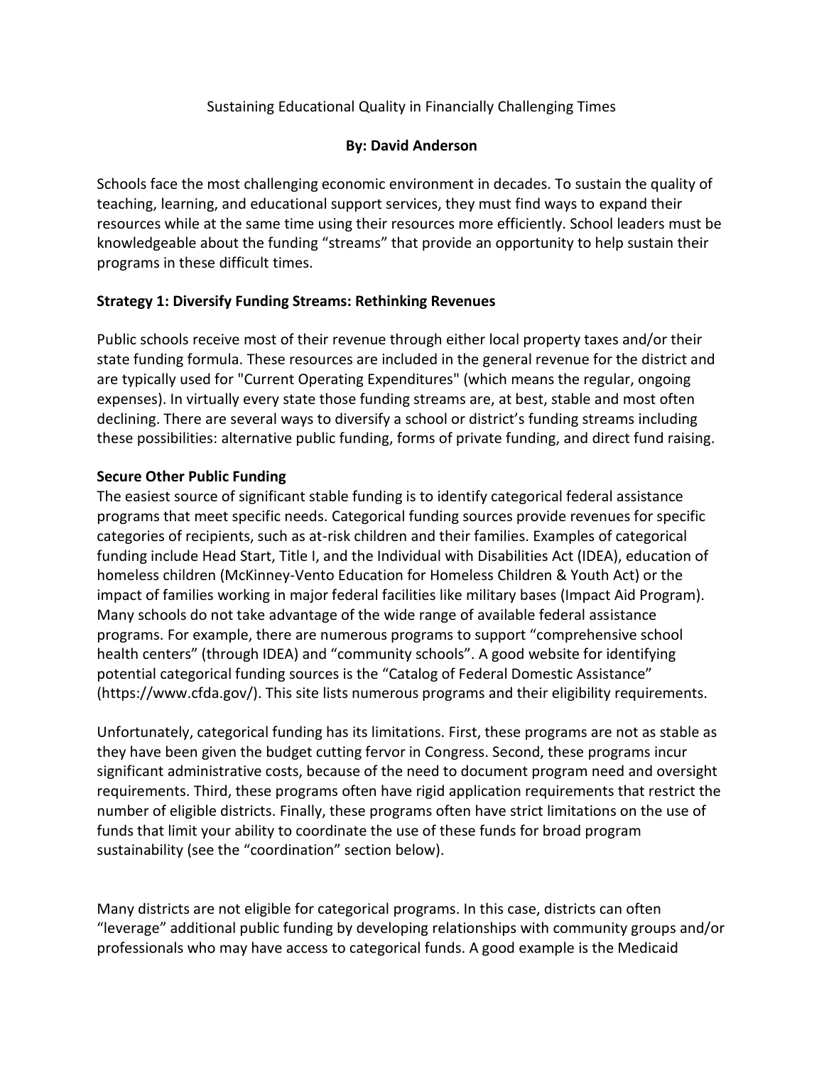# Sustaining Educational Quality in Financially Challenging Times

**By: David Anderson**

Schools face the most challenging economic environment in decades. To sustain the quality of teaching, learning, and educational support services, they must find ways to expand their resources while at the same time using their resources more efficiently. School leaders must be knowledgeable about the funding "streams" that provide an opportunity to help sustain their programs in these difficult times.

## Strategy 1: Diversify Funding Streams: Rethinking Revenues

Public schools receive most of their revenue through either local property taxes and/or their state funding formula. These resources are included in the general revenue for the district and are typically used for "Current Operating Expenditures" (which means the regular, ongoing expenses). In virtually every state those funding streams are, at best, stable and most often declining. There are several ways to diversify a school or district's funding streams including these possibilities: alternative public funding, forms of private funding, and direct fund raising.

### Secure Other Public Funding

The easiest source of significant stable funding is to identify categorical federal assistance programs that meet specific needs. Categorical funding sources provide revenues for specific categories of recipients, such as at-risk children and their families. Examples of categorical funding include Head Start, Title I, and the Individual with Disabilities Act (IDEA), education of homeless children (McKinney-Vento Education for Homeless Children & Youth Act) or the impact of families working in major federal facilities like military bases (Impact Aid Program). Many schools do not take advantage of the wide range of available federal assistance programs. For example, there are numerous programs to support "comprehensive school health centers" (through IDEA) and "community schools". A good website for identifying potential categorical funding sources is the "Catalog of Federal Domestic Assistance" (https://www.cfda.gov/). This site lists numerous programs and their eligibility requirements.

Unfortunately, categorical funding has its limitations. First, these programs are not as stable as they have been given the budget cutting fervor in Congress. Second, these programs incur significant administrative costs, because of the need to document program need and oversight requirements. Third, these programs often have rigid application requirements that restrict the number of eligible districts. Finally, these programs often have strict limitations on the use of funds that limit your ability to coordinate the use of these funds for broad program sustainability (see the "coordination" section below).

Many districts are not eligible for categorical programs. In this case, districts can often "leverage" additional public funding by developing relationships with community groups and/or professionals who may have access to categorical funds. A good example is the Medicaid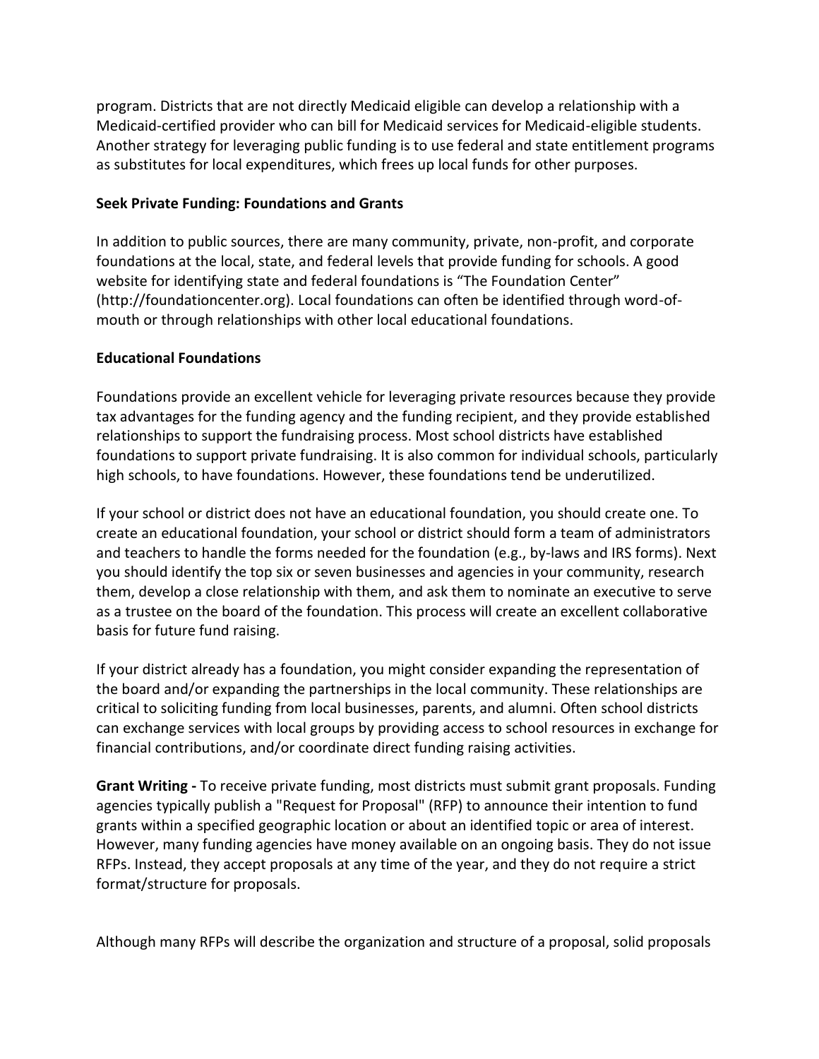program. Districts that are not directly Medicaid eligible can develop a relationship with a Medicaid-certified provider who can bill for Medicaid services for Medicaid-eligible students. Another strategy for leveraging public funding is to use federal and state entitlement programs as substitutes for local expenditures, which frees up local funds for other purposes.

**Seek Private Funding: Foundations and Grants**

In addition to public sources, there are many community, private, non-profit, and corporate foundations at the local, state, and federal levels that provide funding for schools. A good website for identifying state and federal foundations is "The Foundation Center" (http://foundationcenter.org). Local foundations can often be identified through word-of-mouth or through relationships with other local educational foundations.

**Educational Foundations**

Foundations provide an excellent vehicle for leveraging private resources because they provide tax advantages for the funding agency and the funding recipient, and they provide established relationships to support the fundraising process. Most school districts have established foundations to support private fundraising. It is also common for individual schools, particularly high schools, to have foundations. However, these foundations tend be underutilized.

If your school or district does not have an educational foundation, you should create one. To create an educational foundation, your school or district should form a team of administrators and teachers to handle the forms needed for the foundation (e.g., by-laws and IRS forms). Next you should identify the top six or seven businesses and agencies in your community, research them, develop a close relationship with them, and ask them to nominate an executive to serve as a trustee on the board of the foundation. This process will create an excellent collaborative basis for future fund raising.

If your district already has a foundation, you might consider expanding the representation of the board and/or expanding the partnerships in the local community. These relationships are critical to soliciting funding from local businesses, parents, and alumni. Often school districts can exchange services with local groups by providing access to school resources in exchange for financial contributions, and/or coordinate direct funding raising activities.

**Grant Writing -** To receive private funding, most districts must submit grant proposals. Funding agencies typically publish a "Request for Proposal" (RFP) to announce their intention to fund grants within a specified geographic location or about an identified topic or area of interest. However, many funding agencies have money available on an ongoing basis. They do not issue RFPs. Instead, they accept proposals at any time of the year, and they do not require a strict format/structure for proposals.

Although many RFPs will describe the organization and structure of a proposal, solid proposals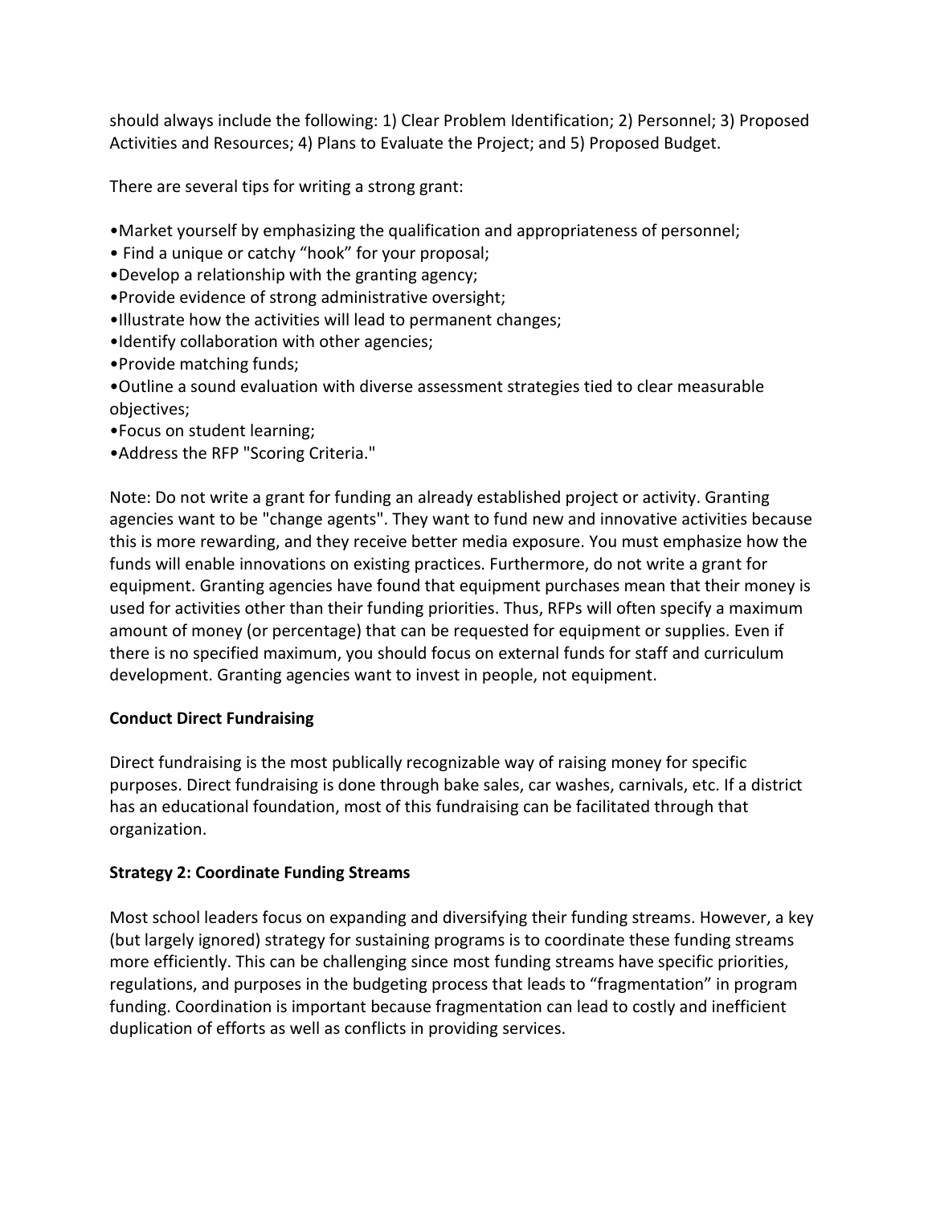should always include the following: 1) Clear Problem Identification; 2) Personnel; 3) Proposed Activities and Resources; 4) Plans to Evaluate the Project; and 5) Proposed Budget.

There are several tips for writing a strong grant:

- Market yourself by emphasizing the qualification and appropriateness of personnel;
- Find a unique or catchy "hook" for your proposal;
- Develop a relationship with the granting agency;
- Provide evidence of strong administrative oversight;
- Illustrate how the activities will lead to permanent changes;
- Identify collaboration with other agencies;
- Provide matching funds;
- Outline a sound evaluation with diverse assessment strategies tied to clear measurable objectives;
- Focus on student learning;
- Address the RFP "Scoring Criteria."

Note: Do not write a grant for funding an already established project or activity. Granting agencies want to be "change agents". They want to fund new and innovative activities because this is more rewarding, and they receive better media exposure. You must emphasize how the funds will enable innovations on existing practices. Furthermore, do not write a grant for equipment. Granting agencies have found that equipment purchases mean that their money is used for activities other than their funding priorities. Thus, RFPs will often specify a maximum amount of money (or percentage) that can be requested for equipment or supplies. Even if there is no specified maximum, you should focus on external funds for staff and curriculum development. Granting agencies want to invest in people, not equipment.

**Conduct Direct Fundraising**

Direct fundraising is the most publically recognizable way of raising money for specific purposes. Direct fundraising is done through bake sales, car washes, carnivals, etc. If a district has an educational foundation, most of this fundraising can be facilitated through that organization.

**Strategy 2: Coordinate Funding Streams**

Most school leaders focus on expanding and diversifying their funding streams. However, a key (but largely ignored) strategy for sustaining programs is to coordinate these funding streams more efficiently. This can be challenging since most funding streams have specific priorities, regulations, and purposes in the budgeting process that leads to "fragmentation" in program funding. Coordination is important because fragmentation can lead to costly and inefficient duplication of efforts as well as conflicts in providing services.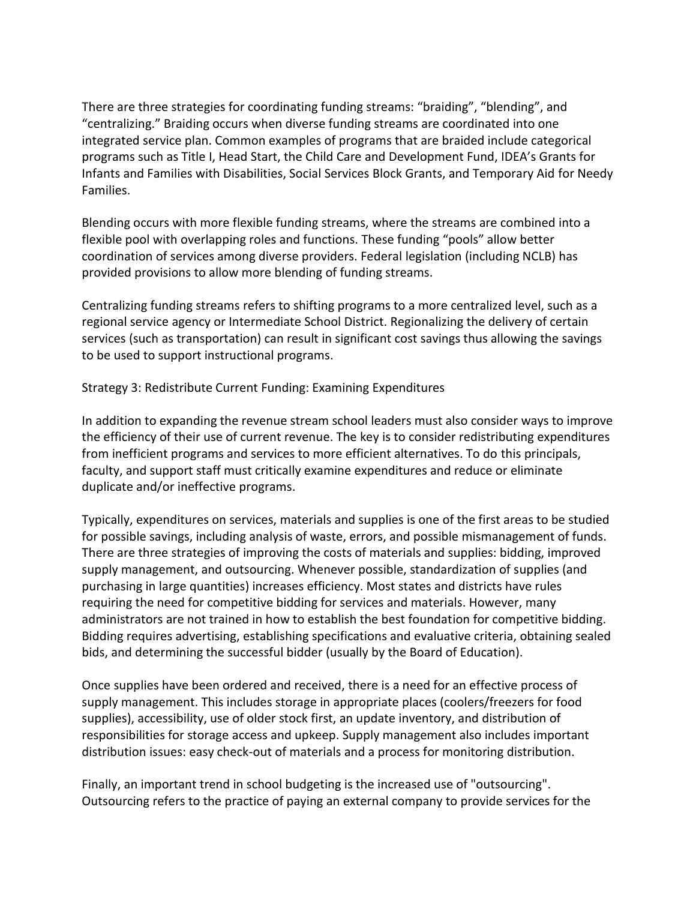There are three strategies for coordinating funding streams: “braiding”, “blending”, and “centralizing.” Braiding occurs when diverse funding streams are coordinated into one integrated service plan. Common examples of programs that are braided include categorical programs such as Title I, Head Start, the Child Care and Development Fund, IDEA’s Grants for Infants and Families with Disabilities, Social Services Block Grants, and Temporary Aid for Needy Families.

Blending occurs with more flexible funding streams, where the streams are combined into a flexible pool with overlapping roles and functions. These funding “pools” allow better coordination of services among diverse providers. Federal legislation (including NCLB) has provided provisions to allow more blending of funding streams.

Centralizing funding streams refers to shifting programs to a more centralized level, such as a regional service agency or Intermediate School District. Regionalizing the delivery of certain services (such as transportation) can result in significant cost savings thus allowing the savings to be used to support instructional programs.

Strategy 3: Redistribute Current Funding: Examining Expenditures

In addition to expanding the revenue stream school leaders must also consider ways to improve the efficiency of their use of current revenue. The key is to consider redistributing expenditures from inefficient programs and services to more efficient alternatives. To do this principals, faculty, and support staff must critically examine expenditures and reduce or eliminate duplicate and/or ineffective programs.

Typically, expenditures on services, materials and supplies is one of the first areas to be studied for possible savings, including analysis of waste, errors, and possible mismanagement of funds. There are three strategies of improving the costs of materials and supplies: bidding, improved supply management, and outsourcing. Whenever possible, standardization of supplies (and purchasing in large quantities) increases efficiency. Most states and districts have rules requiring the need for competitive bidding for services and materials. However, many administrators are not trained in how to establish the best foundation for competitive bidding. Bidding requires advertising, establishing specifications and evaluative criteria, obtaining sealed bids, and determining the successful bidder (usually by the Board of Education).

Once supplies have been ordered and received, there is a need for an effective process of supply management. This includes storage in appropriate places (coolers/freezers for food supplies), accessibility, use of older stock first, an update inventory, and distribution of responsibilities for storage access and upkeep. Supply management also includes important distribution issues: easy check-out of materials and a process for monitoring distribution.

Finally, an important trend in school budgeting is the increased use of "outsourcing". Outsourcing refers to the practice of paying an external company to provide services for the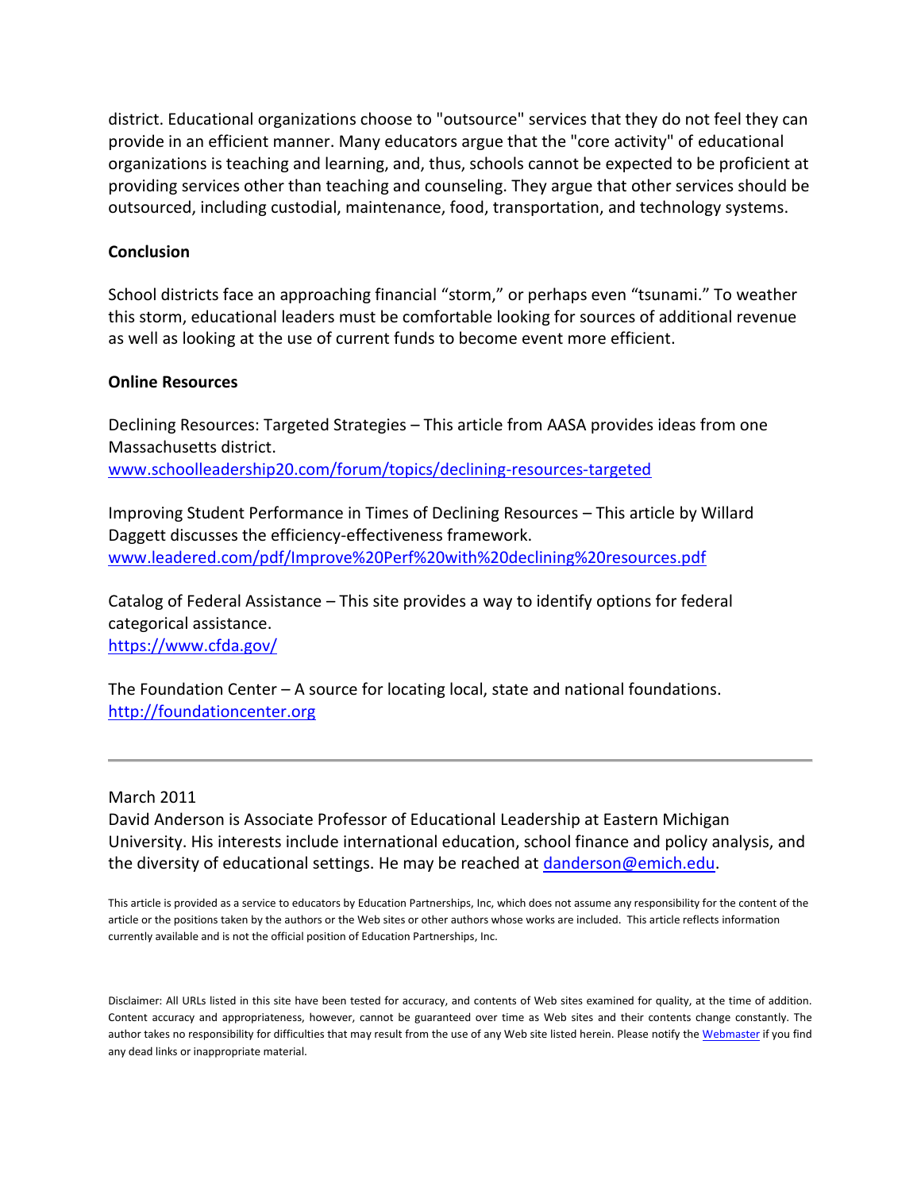district. Educational organizations choose to "outsource" services that they do not feel they can provide in an efficient manner. Many educators argue that the "core activity" of educational organizations is teaching and learning, and, thus, schools cannot be expected to be proficient at providing services other than teaching and counseling. They argue that other services should be outsourced, including custodial, maintenance, food, transportation, and technology systems.

**Conclusion**

School districts face an approaching financial “storm,” or perhaps even “tsunami.” To weather this storm, educational leaders must be comfortable looking for sources of additional revenue as well as looking at the use of current funds to become event more efficient.

**Online Resources**

Declining Resources: Targeted Strategies – This article from AASA provides ideas from one Massachusetts district.
www.schoolleadership20.com/forum/topics/declining-resources-targeted

Improving Student Performance in Times of Declining Resources – This article by Willard Daggett discusses the efficiency-effectiveness framework.
www.leadered.com/pdf/Improve%20Perf%20with%20declining%20resources.pdf

Catalog of Federal Assistance – This site provides a way to identify options for federal categorical assistance.
https://www.cfda.gov/

The Foundation Center – A source for locating local, state and national foundations.
http://foundationcenter.org

---

March 2011
David Anderson is Associate Professor of Educational Leadership at Eastern Michigan University. His interests include international education, school finance and policy analysis, and the diversity of educational settings. He may be reached at danderson@emich.edu.

This article is provided as a service to educators by Education Partnerships, Inc, which does not assume any responsibility for the content of the article or the positions taken by the authors or the Web sites or other authors whose works are included. This article reflects information currently available and is not the official position of Education Partnerships, Inc.

Disclaimer: All URLs listed in this site have been tested for accuracy, and contents of Web sites examined for quality, at the time of addition. Content accuracy and appropriateness, however, cannot be guaranteed over time as Web sites and their contents change constantly. The author takes no responsibility for difficulties that may result from the use of any Web site listed herein. Please notify the Webmaster if you find any dead links or inappropriate material.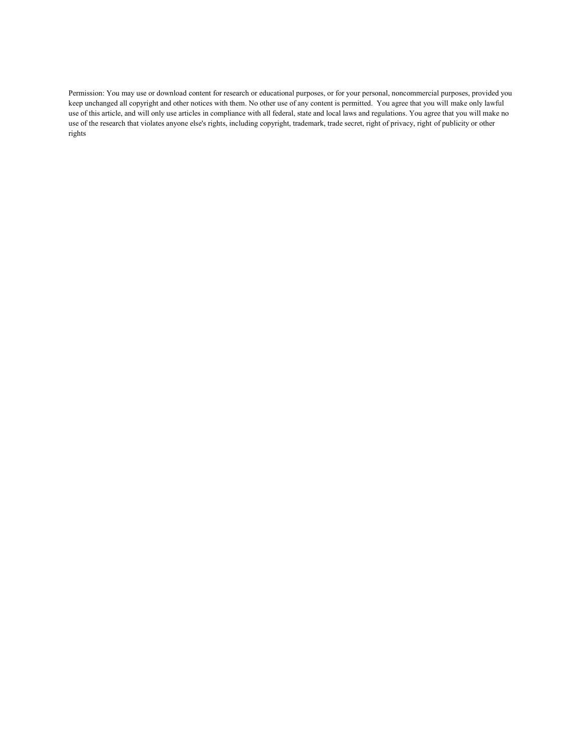Permission: You may use or download content for research or educational purposes, or for your personal, noncommercial purposes, provided you keep unchanged all copyright and other notices with them. No other use of any content is permitted. You agree that you will make only lawful use of this article, and will only use articles in compliance with all federal, state and local laws and regulations. You agree that you will make no use of the research that violates anyone else's rights, including copyright, trademark, trade secret, right of privacy, right of publicity or other rights